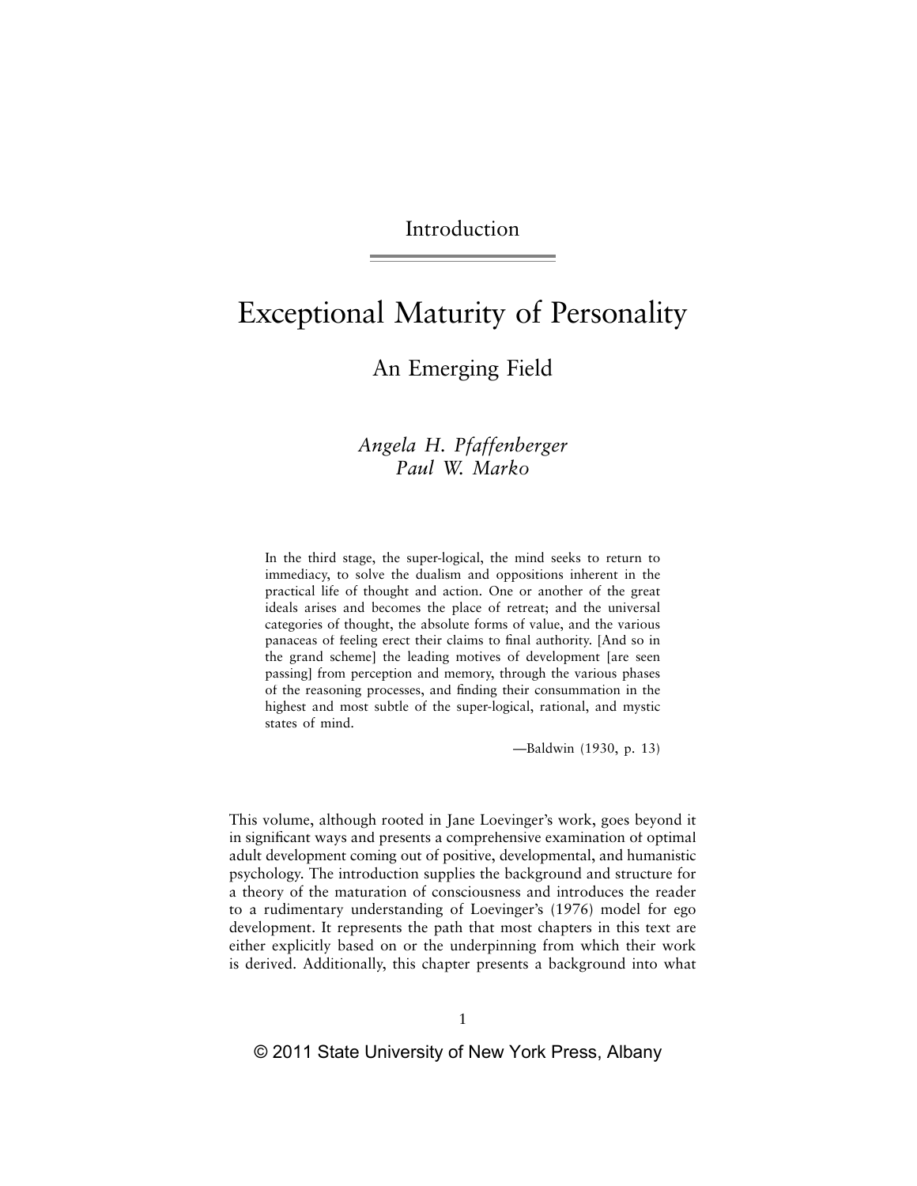Introduction

# Exceptional Maturity of Personality

## An Emerging Field

*Angela H. Pfaffenberger*
*Paul W. Marko*

> In the third stage, the super-logical, the mind seeks to return to immediacy, to solve the dualism and oppositions inherent in the practical life of thought and action. One or another of the great ideals arises and becomes the place of retreat; and the universal categories of thought, the absolute forms of value, and the various panaceas of feeling erect their claims to final authority. [And so in the grand scheme] the leading motives of development [are seen passing] from perception and memory, through the various phases of the reasoning processes, and finding their consummation in the highest and most subtle of the super-logical, rational, and mystic states of mind.
>
> —Baldwin (1930, p. 13)

This volume, although rooted in Jane Loevinger's work, goes beyond it in significant ways and presents a comprehensive examination of optimal adult development coming out of positive, developmental, and humanistic psychology. The introduction supplies the background and structure for a theory of the maturation of consciousness and introduces the reader to a rudimentary understanding of Loevinger's (1976) model for ego development. It represents the path that most chapters in this text are either explicitly based on or the underpinning from which their work is derived. Additionally, this chapter presents a background into what

© 2011 State University of New York Press, Albany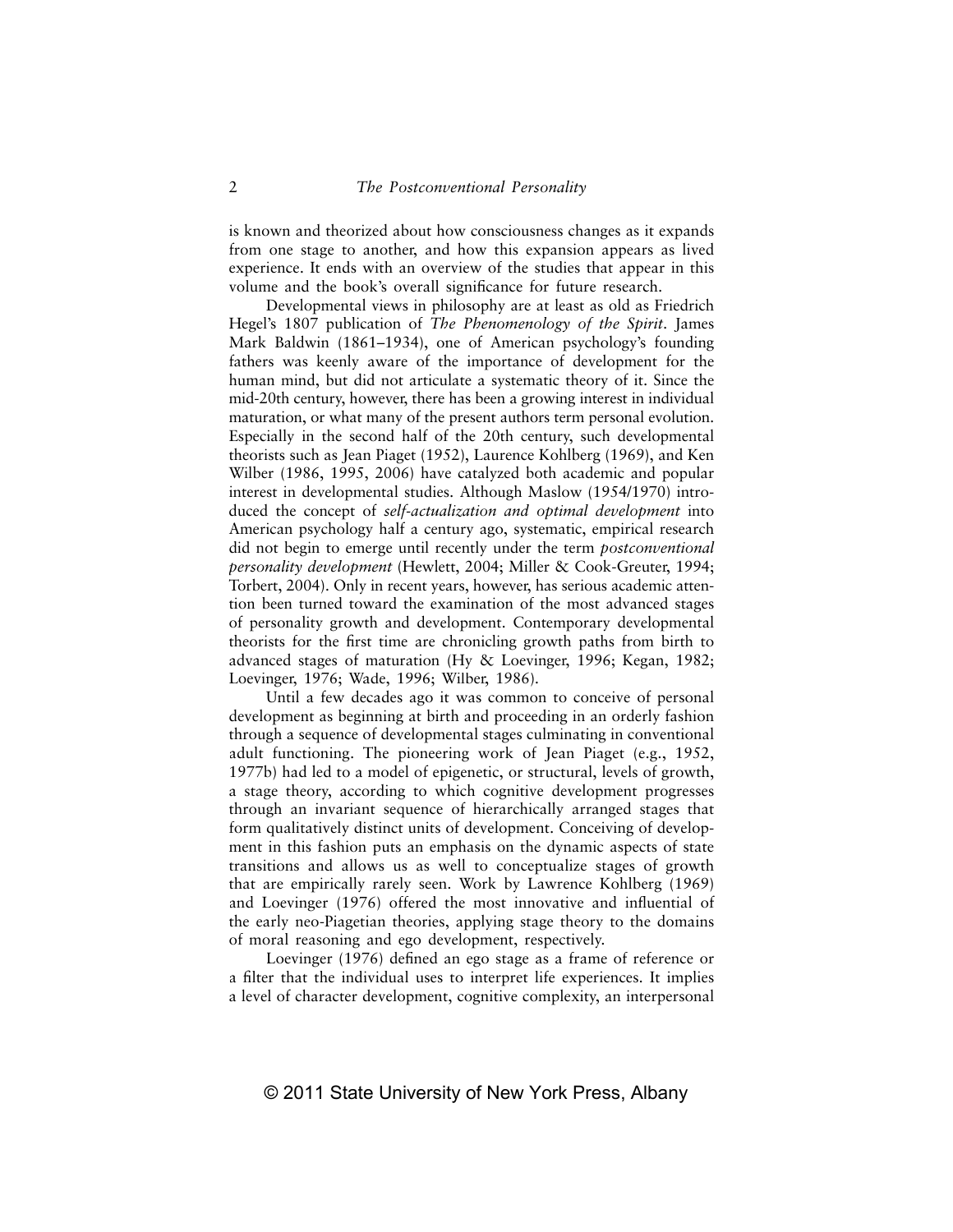is known and theorized about how consciousness changes as it expands from one stage to another, and how this expansion appears as lived experience. It ends with an overview of the studies that appear in this volume and the book's overall significance for future research.

Developmental views in philosophy are at least as old as Friedrich Hegel's 1807 publication of *The Phenomenology of the Spirit*. James Mark Baldwin (1861–1934), one of American psychology's founding fathers was keenly aware of the importance of development for the human mind, but did not articulate a systematic theory of it. Since the mid-20th century, however, there has been a growing interest in individual maturation, or what many of the present authors term personal evolution. Especially in the second half of the 20th century, such developmental theorists such as Jean Piaget (1952), Laurence Kohlberg (1969), and Ken Wilber (1986, 1995, 2006) have catalyzed both academic and popular interest in developmental studies. Although Maslow (1954/1970) introduced the concept of *self-actualization and optimal development* into American psychology half a century ago, systematic, empirical research did not begin to emerge until recently under the term *postconventional personality development* (Hewlett, 2004; Miller & Cook-Greuter, 1994; Torbert, 2004). Only in recent years, however, has serious academic attention been turned toward the examination of the most advanced stages of personality growth and development. Contemporary developmental theorists for the first time are chronicling growth paths from birth to advanced stages of maturation (Hy & Loevinger, 1996; Kegan, 1982; Loevinger, 1976; Wade, 1996; Wilber, 1986).

Until a few decades ago it was common to conceive of personal development as beginning at birth and proceeding in an orderly fashion through a sequence of developmental stages culminating in conventional adult functioning. The pioneering work of Jean Piaget (e.g., 1952, 1977b) had led to a model of epigenetic, or structural, levels of growth, a stage theory, according to which cognitive development progresses through an invariant sequence of hierarchically arranged stages that form qualitatively distinct units of development. Conceiving of development in this fashion puts an emphasis on the dynamic aspects of state transitions and allows us as well to conceptualize stages of growth that are empirically rarely seen. Work by Lawrence Kohlberg (1969) and Loevinger (1976) offered the most innovative and influential of the early neo-Piagetian theories, applying stage theory to the domains of moral reasoning and ego development, respectively.

Loevinger (1976) defined an ego stage as a frame of reference or a filter that the individual uses to interpret life experiences. It implies a level of character development, cognitive complexity, an interpersonal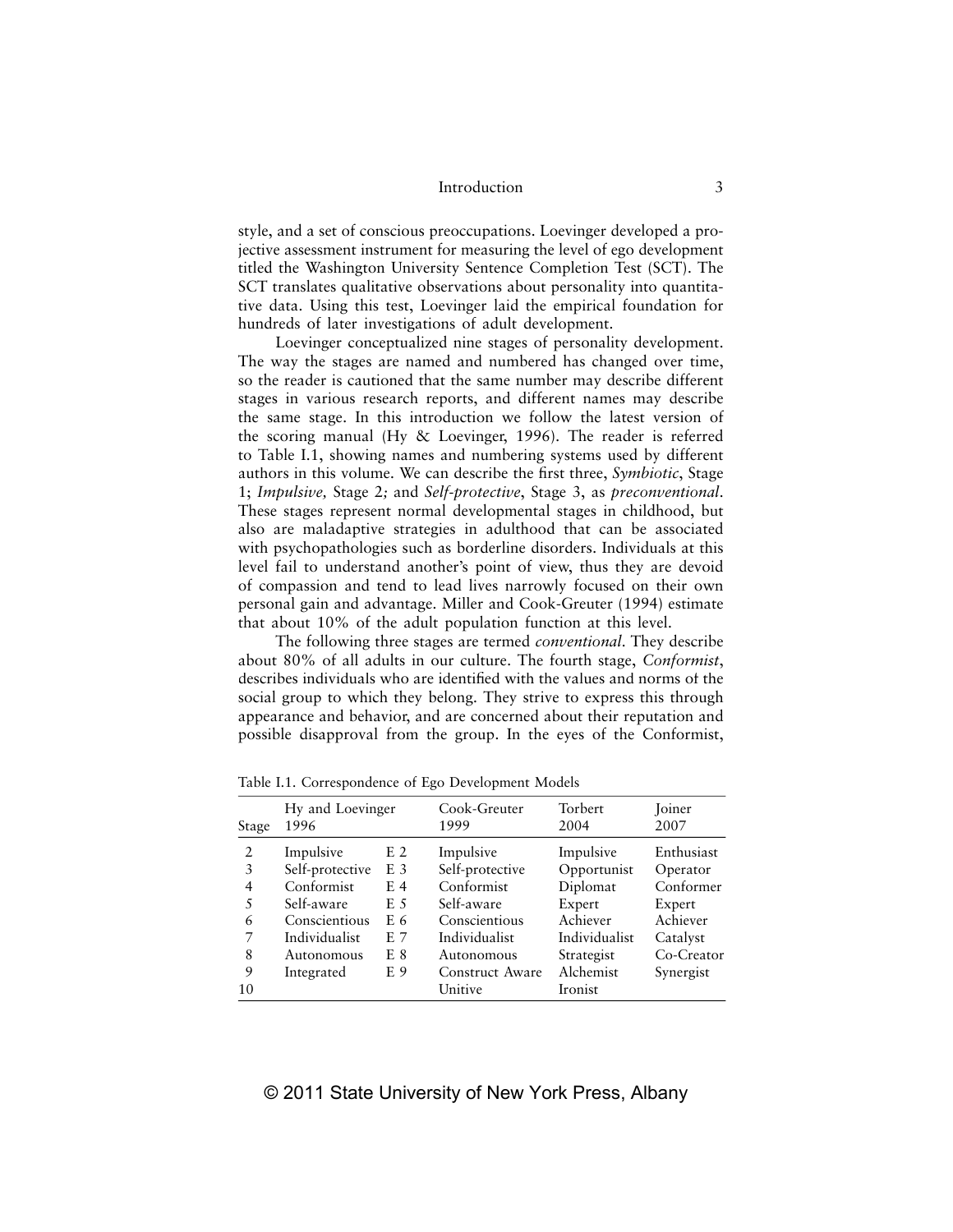style, and a set of conscious preoccupations. Loevinger developed a projective assessment instrument for measuring the level of ego development titled the Washington University Sentence Completion Test (SCT). The SCT translates qualitative observations about personality into quantitative data. Using this test, Loevinger laid the empirical foundation for hundreds of later investigations of adult development.

Loevinger conceptualized nine stages of personality development. The way the stages are named and numbered has changed over time, so the reader is cautioned that the same number may describe different stages in various research reports, and different names may describe the same stage. In this introduction we follow the latest version of the scoring manual (Hy & Loevinger, 1996). The reader is referred to Table I.1, showing names and numbering systems used by different authors in this volume. We can describe the first three, *Symbiotic*, Stage 1; *Impulsive,* Stage 2*;* and *Self-protective*, Stage 3, as *preconventional*. These stages represent normal developmental stages in childhood, but also are maladaptive strategies in adulthood that can be associated with psychopathologies such as borderline disorders. Individuals at this level fail to understand another's point of view, thus they are devoid of compassion and tend to lead lives narrowly focused on their own personal gain and advantage. Miller and Cook-Greuter (1994) estimate that about 10% of the adult population function at this level.

The following three stages are termed *conventional*. They describe about 80% of all adults in our culture. The fourth stage, *Conformist*, describes individuals who are identified with the values and norms of the social group to which they belong. They strive to express this through appearance and behavior, and are concerned about their reputation and possible disapproval from the group. In the eyes of the Conformist,

Table I.1. Correspondence of Ego Development Models

| Stage | Hy and Loevinger 1996 | | Cook-Greuter 1999 | Torbert 2004 | Joiner 2007 |
|---|---|---|---|---|---|
| 2 | Impulsive | E 2 | Impulsive | Impulsive | Enthusiast |
| 3 | Self-protective | E 3 | Self-protective | Opportunist | Operator |
| 4 | Conformist | E 4 | Conformist | Diplomat | Conformer |
| 5 | Self-aware | E 5 | Self-aware | Expert | Expert |
| 6 | Conscientious | E 6 | Conscientious | Achiever | Achiever |
| 7 | Individualist | E 7 | Individualist | Individualist | Catalyst |
| 8 | Autonomous | E 8 | Autonomous | Strategist | Co-Creator |
| 9 | Integrated | E 9 | Construct Aware | Alchemist | Synergist |
| 10 | | | Unitive | Ironist | |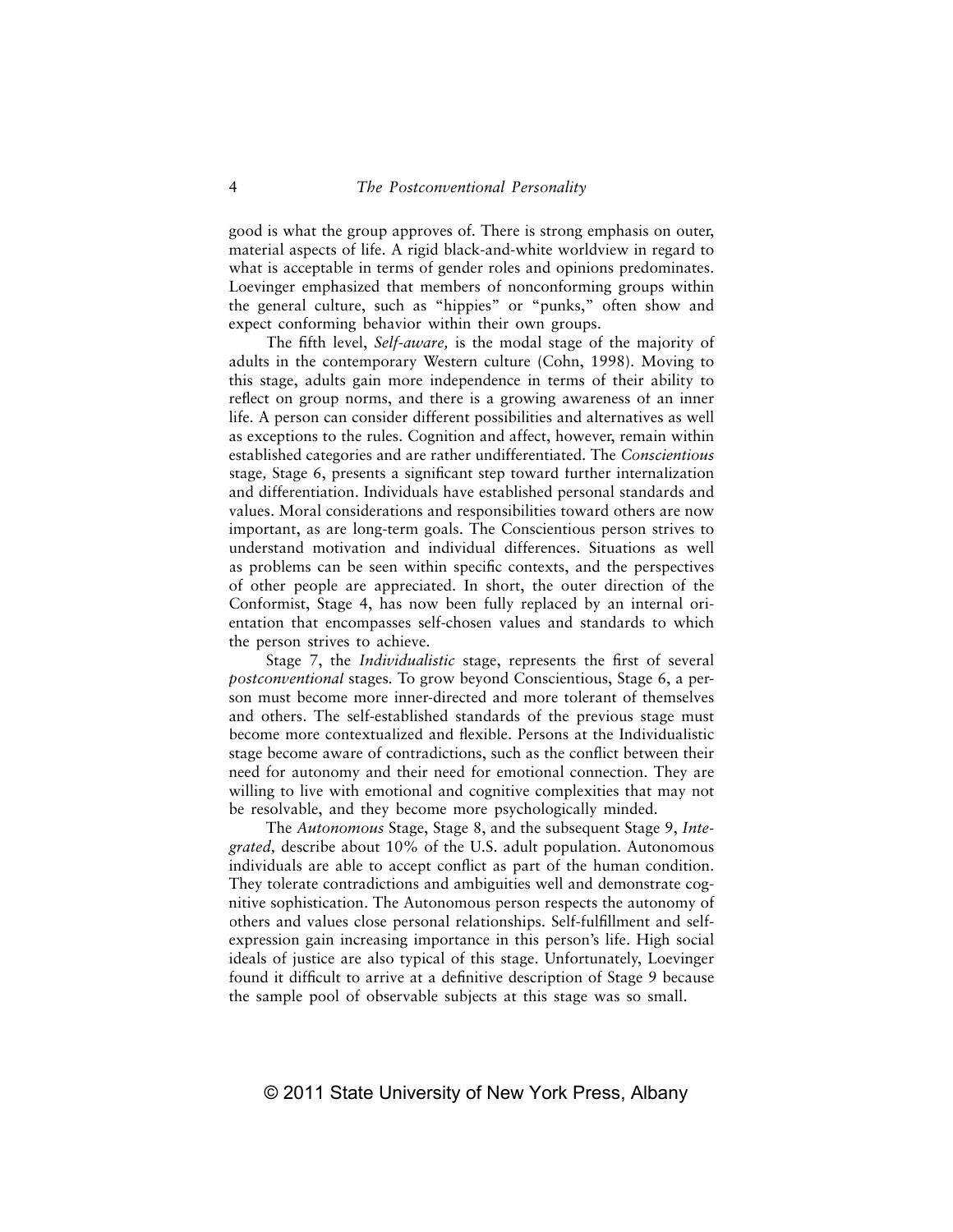good is what the group approves of. There is strong emphasis on outer, material aspects of life. A rigid black-and-white worldview in regard to what is acceptable in terms of gender roles and opinions predominates. Loevinger emphasized that members of nonconforming groups within the general culture, such as "hippies" or "punks," often show and expect conforming behavior within their own groups.

The fifth level, *Self-aware,* is the modal stage of the majority of adults in the contemporary Western culture (Cohn, 1998). Moving to this stage, adults gain more independence in terms of their ability to reflect on group norms, and there is a growing awareness of an inner life. A person can consider different possibilities and alternatives as well as exceptions to the rules. Cognition and affect, however, remain within established categories and are rather undifferentiated. The *Conscientious* stage, Stage 6, presents a significant step toward further internalization and differentiation. Individuals have established personal standards and values. Moral considerations and responsibilities toward others are now important, as are long-term goals. The Conscientious person strives to understand motivation and individual differences. Situations as well as problems can be seen within specific contexts, and the perspectives of other people are appreciated. In short, the outer direction of the Conformist, Stage 4, has now been fully replaced by an internal orientation that encompasses self-chosen values and standards to which the person strives to achieve.

Stage 7, the *Individualistic* stage, represents the first of several *postconventional* stages. To grow beyond Conscientious, Stage 6, a person must become more inner-directed and more tolerant of themselves and others. The self-established standards of the previous stage must become more contextualized and flexible. Persons at the Individualistic stage become aware of contradictions, such as the conflict between their need for autonomy and their need for emotional connection. They are willing to live with emotional and cognitive complexities that may not be resolvable, and they become more psychologically minded.

The *Autonomous* Stage, Stage 8, and the subsequent Stage 9, *Integrated,* describe about 10% of the U.S. adult population. Autonomous individuals are able to accept conflict as part of the human condition. They tolerate contradictions and ambiguities well and demonstrate cognitive sophistication. The Autonomous person respects the autonomy of others and values close personal relationships. Self-fulfillment and self-expression gain increasing importance in this person's life. High social ideals of justice are also typical of this stage. Unfortunately, Loevinger found it difficult to arrive at a definitive description of Stage 9 because the sample pool of observable subjects at this stage was so small.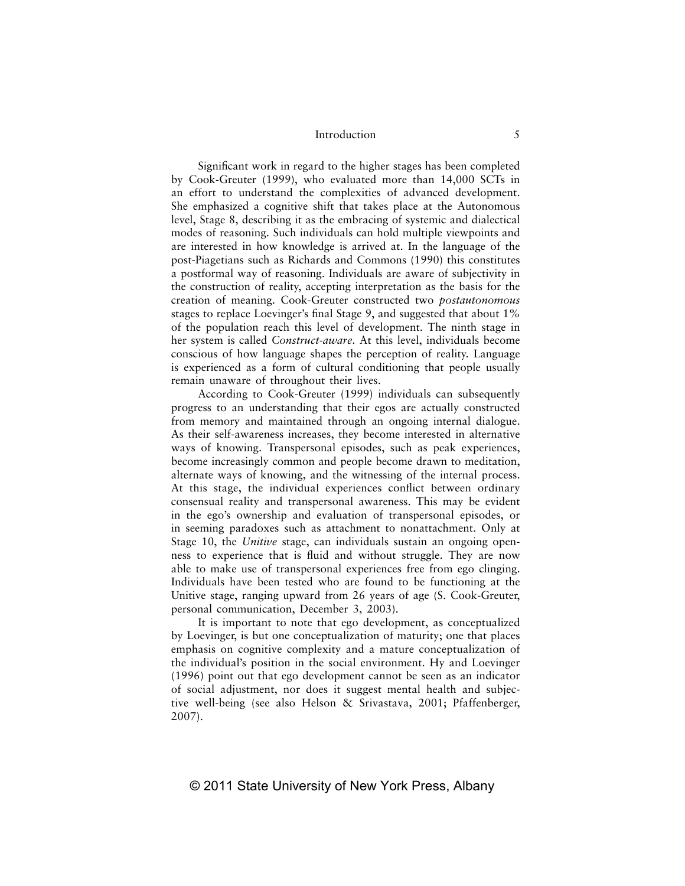Significant work in regard to the higher stages has been completed by Cook-Greuter (1999), who evaluated more than 14,000 SCTs in an effort to understand the complexities of advanced development. She emphasized a cognitive shift that takes place at the Autonomous level, Stage 8, describing it as the embracing of systemic and dialectical modes of reasoning. Such individuals can hold multiple viewpoints and are interested in how knowledge is arrived at. In the language of the post-Piagetians such as Richards and Commons (1990) this constitutes a postformal way of reasoning. Individuals are aware of subjectivity in the construction of reality, accepting interpretation as the basis for the creation of meaning. Cook-Greuter constructed two *postautonomous* stages to replace Loevinger's final Stage 9, and suggested that about 1% of the population reach this level of development. The ninth stage in her system is called *Construct-aware*. At this level, individuals become conscious of how language shapes the perception of reality. Language is experienced as a form of cultural conditioning that people usually remain unaware of throughout their lives.

According to Cook-Greuter (1999) individuals can subsequently progress to an understanding that their egos are actually constructed from memory and maintained through an ongoing internal dialogue. As their self-awareness increases, they become interested in alternative ways of knowing. Transpersonal episodes, such as peak experiences, become increasingly common and people become drawn to meditation, alternate ways of knowing, and the witnessing of the internal process. At this stage, the individual experiences conflict between ordinary consensual reality and transpersonal awareness. This may be evident in the ego's ownership and evaluation of transpersonal episodes, or in seeming paradoxes such as attachment to nonattachment. Only at Stage 10, the *Unitive* stage, can individuals sustain an ongoing openness to experience that is fluid and without struggle. They are now able to make use of transpersonal experiences free from ego clinging. Individuals have been tested who are found to be functioning at the Unitive stage, ranging upward from 26 years of age (S. Cook-Greuter, personal communication, December 3, 2003).

It is important to note that ego development, as conceptualized by Loevinger, is but one conceptualization of maturity; one that places emphasis on cognitive complexity and a mature conceptualization of the individual's position in the social environment. Hy and Loevinger (1996) point out that ego development cannot be seen as an indicator of social adjustment, nor does it suggest mental health and subjective well-being (see also Helson & Srivastava, 2001; Pfaffenberger, 2007).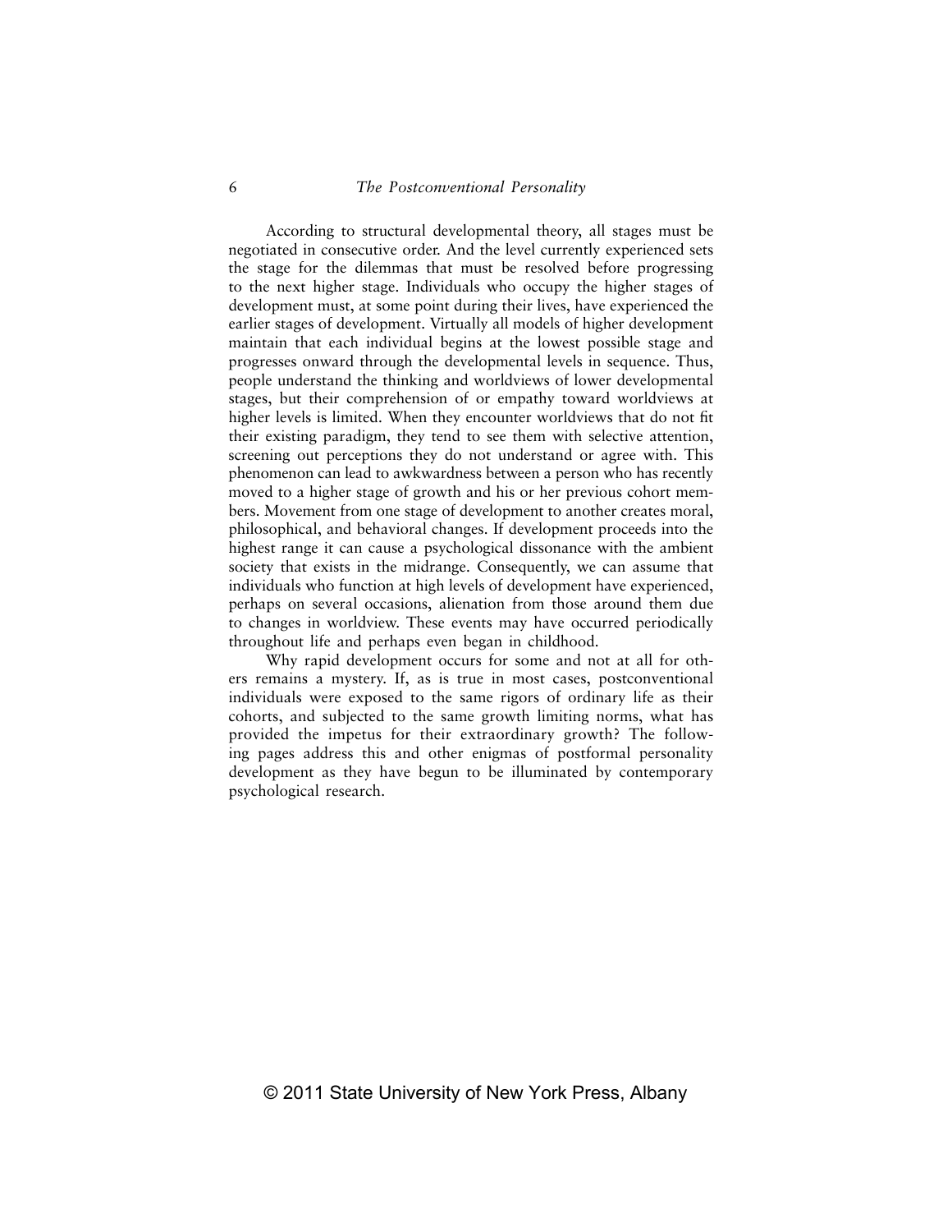According to structural developmental theory, all stages must be negotiated in consecutive order. And the level currently experienced sets the stage for the dilemmas that must be resolved before progressing to the next higher stage. Individuals who occupy the higher stages of development must, at some point during their lives, have experienced the earlier stages of development. Virtually all models of higher development maintain that each individual begins at the lowest possible stage and progresses onward through the developmental levels in sequence. Thus, people understand the thinking and worldviews of lower developmental stages, but their comprehension of or empathy toward worldviews at higher levels is limited. When they encounter worldviews that do not fit their existing paradigm, they tend to see them with selective attention, screening out perceptions they do not understand or agree with. This phenomenon can lead to awkwardness between a person who has recently moved to a higher stage of growth and his or her previous cohort members. Movement from one stage of development to another creates moral, philosophical, and behavioral changes. If development proceeds into the highest range it can cause a psychological dissonance with the ambient society that exists in the midrange. Consequently, we can assume that individuals who function at high levels of development have experienced, perhaps on several occasions, alienation from those around them due to changes in worldview. These events may have occurred periodically throughout life and perhaps even began in childhood.

Why rapid development occurs for some and not at all for others remains a mystery. If, as is true in most cases, postconventional individuals were exposed to the same rigors of ordinary life as their cohorts, and subjected to the same growth limiting norms, what has provided the impetus for their extraordinary growth? The following pages address this and other enigmas of postformal personality development as they have begun to be illuminated by contemporary psychological research.

© 2011 State University of New York Press, Albany